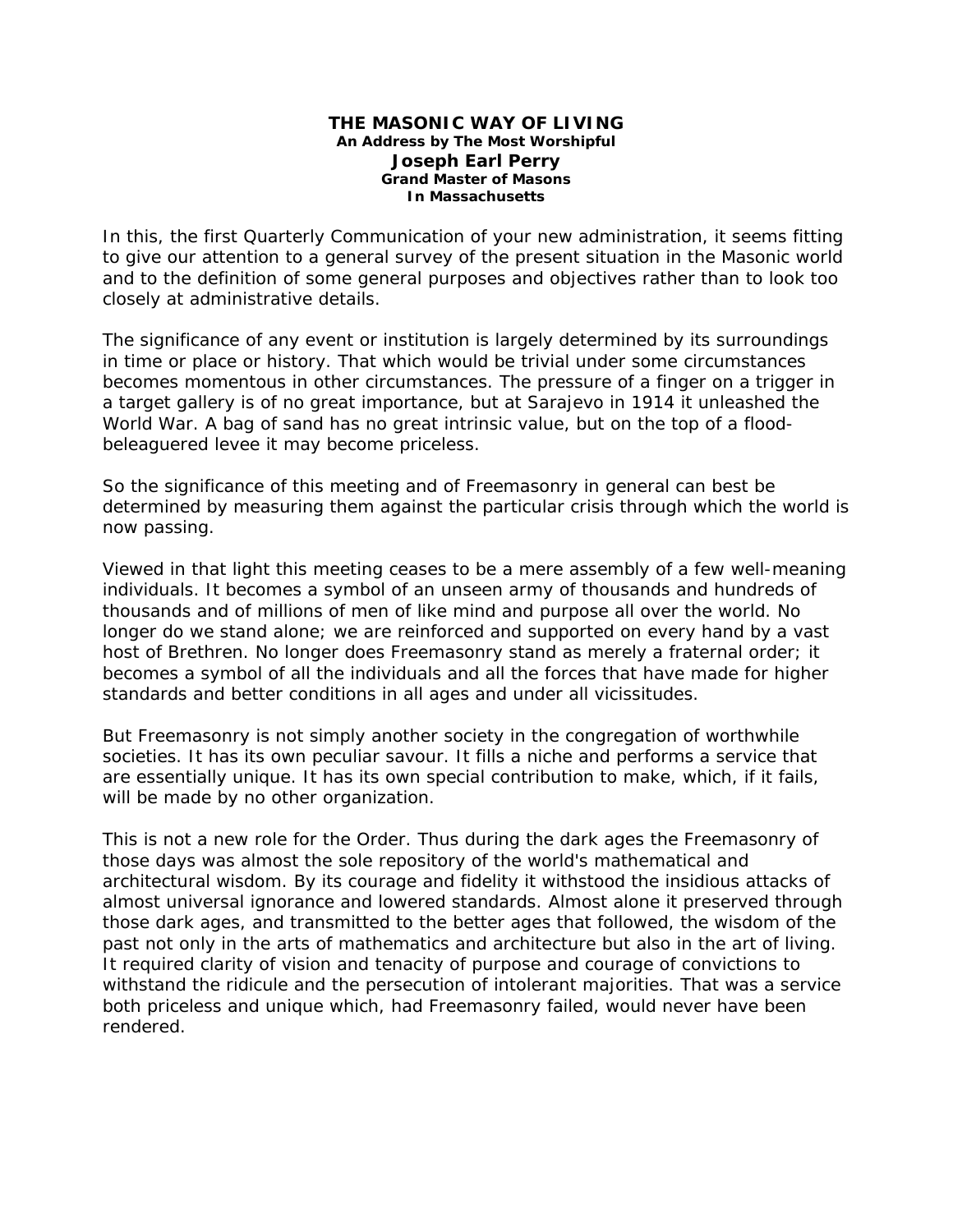# THE MASONIC WAY OF LIVING

**An Address by The Most Worshipful**

**Joseph Earl Perry**

**Grand Master of Masons**

**In Massachusetts**

In this, the first Quarterly Communication of your new administration, it seems fitting to give our attention to a general survey of the present situation in the Masonic world and to the definition of some general purposes and objectives rather than to look too closely at administrative details.

The significance of any event or institution is largely determined by its surroundings in time or place or history. That which would be trivial under some circumstances becomes momentous in other circumstances. The pressure of a finger on a trigger in a target gallery is of no great importance, but at Sarajevo in 1914 it unleashed the World War. A bag of sand has no great intrinsic value, but on the top of a flood-beleaguered levee it may become priceless.

So the significance of this meeting and of Freemasonry in general can best be determined by measuring them against the particular crisis through which the world is now passing.

Viewed in that light this meeting ceases to be a mere assembly of a few well-meaning individuals. It becomes a symbol of an unseen army of thousands and hundreds of thousands and of millions of men of like mind and purpose all over the world. No longer do we stand alone; we are reinforced and supported on every hand by a vast host of Brethren. No longer does Freemasonry stand as merely a fraternal order; it becomes a symbol of all the individuals and all the forces that have made for higher standards and better conditions in all ages and under all vicissitudes.

But Freemasonry is not simply another society in the congregation of worthwhile societies. It has its own peculiar savour. It fills a niche and performs a service that are essentially unique. It has its own special contribution to make, which, if it fails, will be made by no other organization.

This is not a new role for the Order. Thus during the dark ages the Freemasonry of those days was almost the sole repository of the world's mathematical and architectural wisdom. By its courage and fidelity it withstood the insidious attacks of almost universal ignorance and lowered standards. Almost alone it preserved through those dark ages, and transmitted to the better ages that followed, the wisdom of the past not only in the arts of mathematics and architecture but also in the art of living. It required clarity of vision and tenacity of purpose and courage of convictions to withstand the ridicule and the persecution of intolerant majorities. That was a service both priceless and unique which, had Freemasonry failed, would never have been rendered.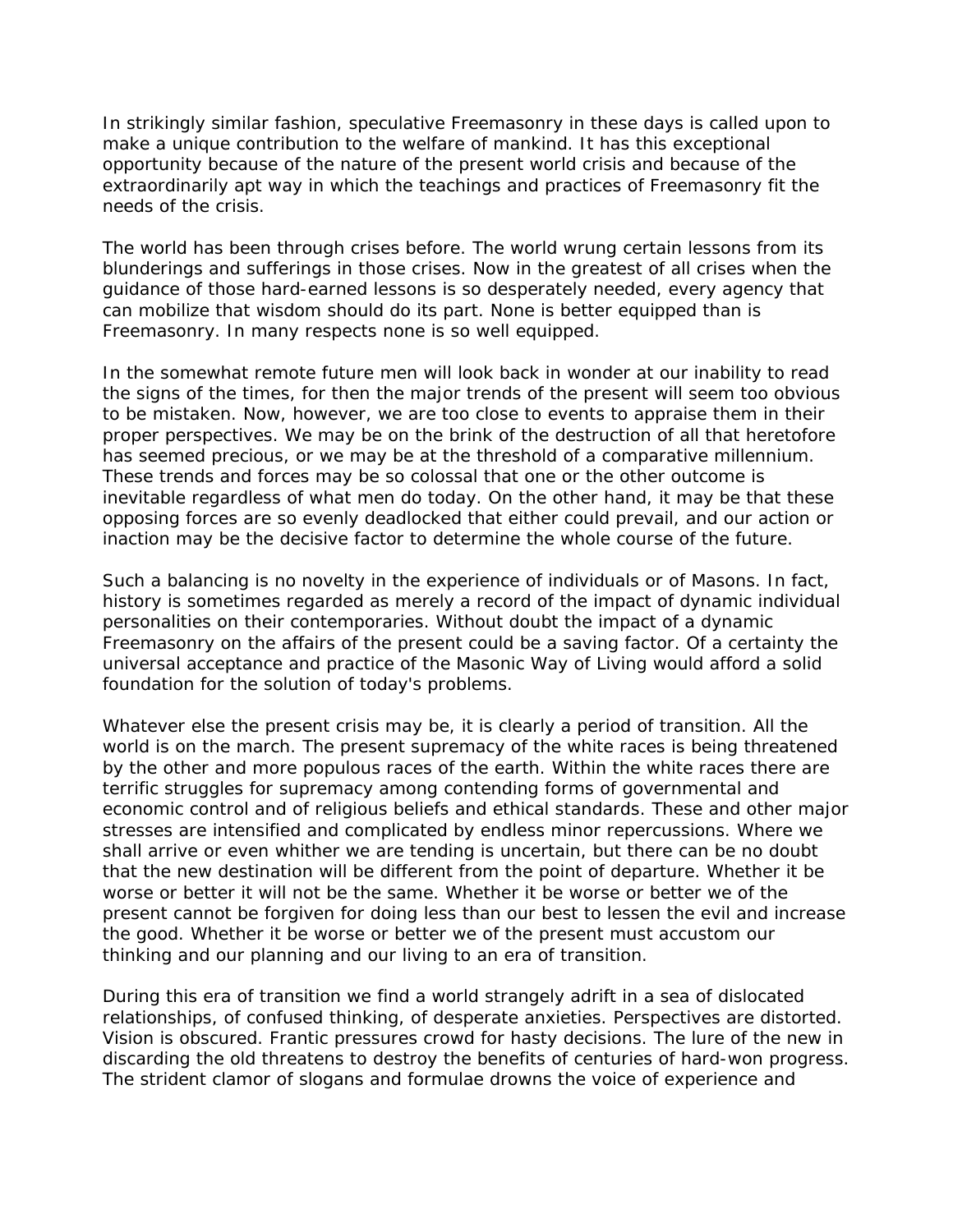In strikingly similar fashion, speculative Freemasonry in these days is called upon to make a unique contribution to the welfare of mankind. It has this exceptional opportunity because of the nature of the present world crisis and because of the extraordinarily apt way in which the teachings and practices of Freemasonry fit the needs of the crisis.

The world has been through crises before. The world wrung certain lessons from its blunderings and sufferings in those crises. Now in the greatest of all crises when the guidance of those hard-earned lessons is so desperately needed, every agency that can mobilize that wisdom should do its part. None is better equipped than is Freemasonry. In many respects none is so well equipped.

In the somewhat remote future men will look back in wonder at our inability to read the signs of the times, for then the major trends of the present will seem too obvious to be mistaken. Now, however, we are too close to events to appraise them in their proper perspectives. We may be on the brink of the destruction of all that heretofore has seemed precious, or we may be at the threshold of a comparative millennium. These trends and forces may be so colossal that one or the other outcome is inevitable regardless of what men do today. On the other hand, it may be that these opposing forces are so evenly deadlocked that either could prevail, and our action or inaction may be the decisive factor to determine the whole course of the future.

Such a balancing is no novelty in the experience of individuals or of Masons. In fact, history is sometimes regarded as merely a record of the impact of dynamic individual personalities on their contemporaries. Without doubt the impact of a dynamic Freemasonry on the affairs of the present could be a saving factor. Of a certainty the universal acceptance and practice of the Masonic Way of Living would afford a solid foundation for the solution of today's problems.

Whatever else the present crisis may be, it is clearly a period of transition. All the world is on the march. The present supremacy of the white races is being threatened by the other and more populous races of the earth. Within the white races there are terrific struggles for supremacy among contending forms of governmental and economic control and of religious beliefs and ethical standards. These and other major stresses are intensified and complicated by endless minor repercussions. Where we shall arrive or even whither we are tending is uncertain, but there can be no doubt that the new destination will be different from the point of departure. Whether it be worse or better it will not be the same. Whether it be worse or better we of the present cannot be forgiven for doing less than our best to lessen the evil and increase the good. Whether it be worse or better we of the present must accustom our thinking and our planning and our living to an era of transition.

During this era of transition we find a world strangely adrift in a sea of dislocated relationships, of confused thinking, of desperate anxieties. Perspectives are distorted. Vision is obscured. Frantic pressures crowd for hasty decisions. The lure of the new in discarding the old threatens to destroy the benefits of centuries of hard-won progress. The strident clamor of slogans and formulae drowns the voice of experience and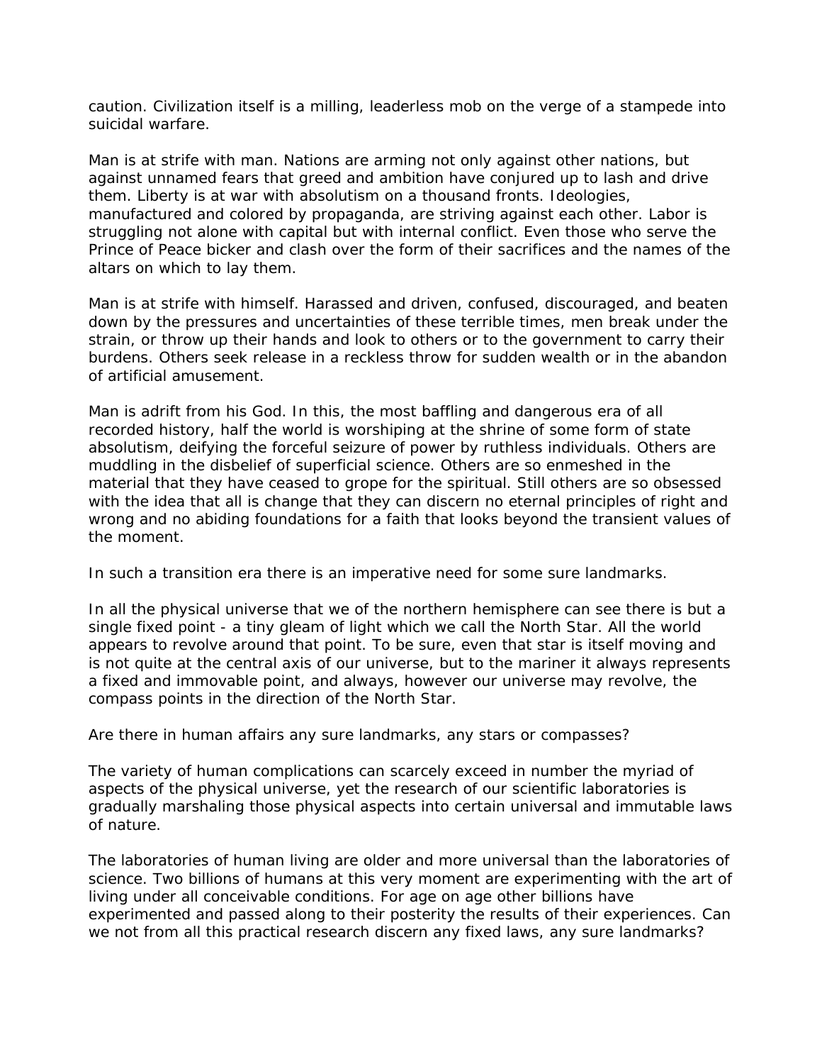caution. Civilization itself is a milling, leaderless mob on the verge of a stampede into suicidal warfare.

Man is at strife with man. Nations are arming not only against other nations, but against unnamed fears that greed and ambition have conjured up to lash and drive them. Liberty is at war with absolutism on a thousand fronts. Ideologies, manufactured and colored by propaganda, are striving against each other. Labor is struggling not alone with capital but with internal conflict. Even those who serve the Prince of Peace bicker and clash over the form of their sacrifices and the names of the altars on which to lay them.

Man is at strife with himself. Harassed and driven, confused, discouraged, and beaten down by the pressures and uncertainties of these terrible times, men break under the strain, or throw up their hands and look to others or to the government to carry their burdens. Others seek release in a reckless throw for sudden wealth or in the abandon of artificial amusement.

Man is adrift from his God. In this, the most baffling and dangerous era of all recorded history, half the world is worshiping at the shrine of some form of state absolutism, deifying the forceful seizure of power by ruthless individuals. Others are muddling in the disbelief of superficial science. Others are so enmeshed in the material that they have ceased to grope for the spiritual. Still others are so obsessed with the idea that all is change that they can discern no eternal principles of right and wrong and no abiding foundations for a faith that looks beyond the transient values of the moment.

In such a transition era there is an imperative need for some sure landmarks.

In all the physical universe that we of the northern hemisphere can see there is but a single fixed point - a tiny gleam of light which we call the North Star. All the world appears to revolve around that point. To be sure, even that star is itself moving and is not quite at the central axis of our universe, but to the mariner it always represents a fixed and immovable point, and always, however our universe may revolve, the compass points in the direction of the North Star.

Are there in human affairs any sure landmarks, any stars or compasses?

The variety of human complications can scarcely exceed in number the myriad of aspects of the physical universe, yet the research of our scientific laboratories is gradually marshaling those physical aspects into certain universal and immutable laws of nature.

The laboratories of human living are older and more universal than the laboratories of science. Two billions of humans at this very moment are experimenting with the art of living under all conceivable conditions. For age on age other billions have experimented and passed along to their posterity the results of their experiences. Can we not from all this practical research discern any fixed laws, any sure landmarks?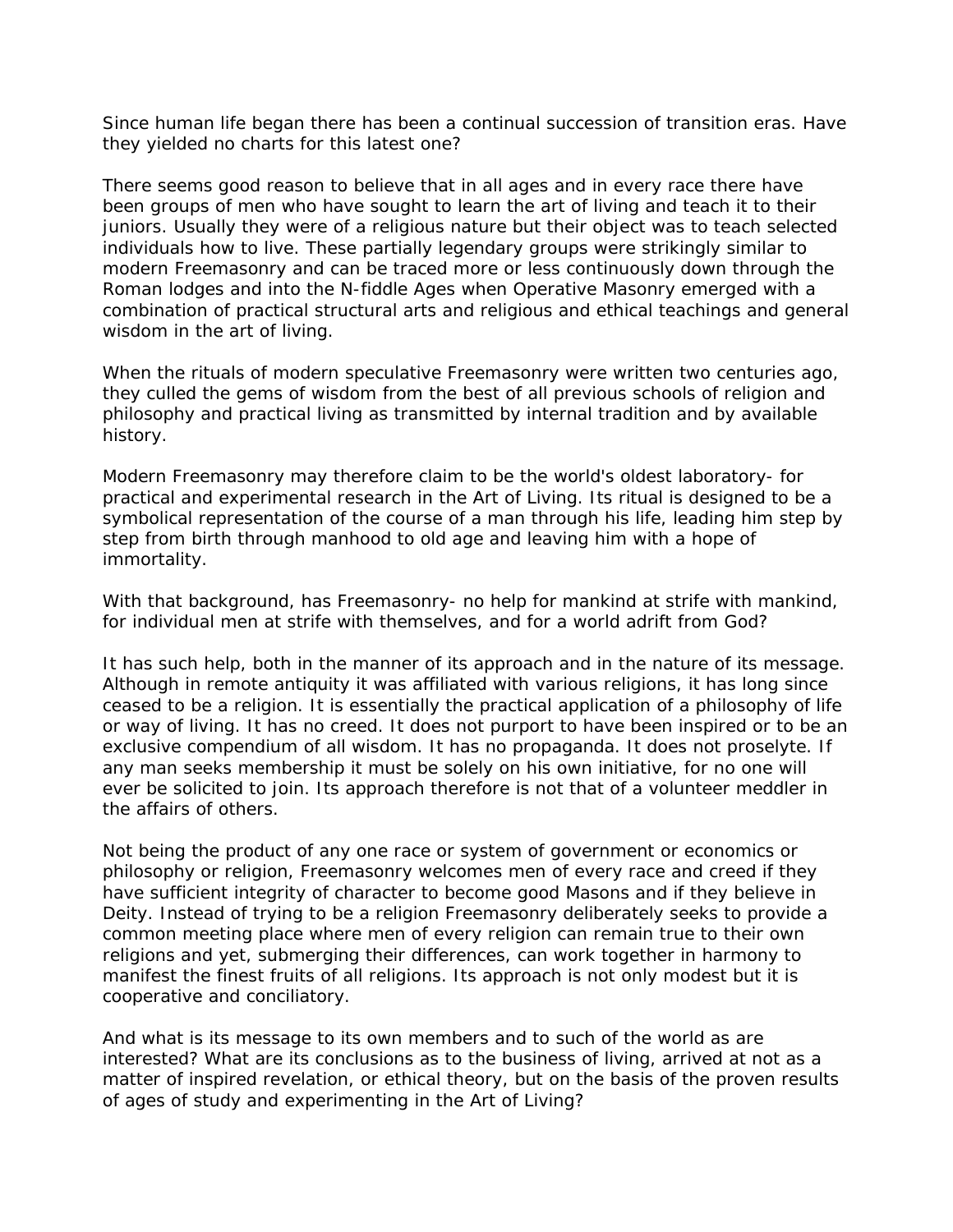Since human life began there has been a continual succession of transition eras. Have they yielded no charts for this latest one?

There seems good reason to believe that in all ages and in every race there have been groups of men who have sought to learn the art of living and teach it to their juniors. Usually they were of a religious nature but their object was to teach selected individuals how to live. These partially legendary groups were strikingly similar to modern Freemasonry and can be traced more or less continuously down through the Roman lodges and into the N-fiddle Ages when Operative Masonry emerged with a combination of practical structural arts and religious and ethical teachings and general wisdom in the art of living.

When the rituals of modern speculative Freemasonry were written two centuries ago, they culled the gems of wisdom from the best of all previous schools of religion and philosophy and practical living as transmitted by internal tradition and by available history.

Modern Freemasonry may therefore claim to be the world's oldest laboratory- for practical and experimental research in the Art of Living. Its ritual is designed to be a symbolical representation of the course of a man through his life, leading him step by step from birth through manhood to old age and leaving him with a hope of immortality.

With that background, has Freemasonry- no help for mankind at strife with mankind, for individual men at strife with themselves, and for a world adrift from God?

It has such help, both in the manner of its approach and in the nature of its message. Although in remote antiquity it was affiliated with various religions, it has long since ceased to be a religion. It is essentially the practical application of a philosophy of life or way of living. It has no creed. It does not purport to have been inspired or to be an exclusive compendium of all wisdom. It has no propaganda. It does not proselyte. If any man seeks membership it must be solely on his own initiative, for no one will ever be solicited to join. Its approach therefore is not that of a volunteer meddler in the affairs of others.

Not being the product of any one race or system of government or economics or philosophy or religion, Freemasonry welcomes men of every race and creed if they have sufficient integrity of character to become good Masons and if they believe in Deity. Instead of trying to be a religion Freemasonry deliberately seeks to provide a common meeting place where men of every religion can remain true to their own religions and yet, submerging their differences, can work together in harmony to manifest the finest fruits of all religions. Its approach is not only modest but it is cooperative and conciliatory.

And what is its message to its own members and to such of the world as are interested? What are its conclusions as to the business of living, arrived at not as a matter of inspired revelation, or ethical theory, but on the basis of the proven results of ages of study and experimenting in the Art of Living?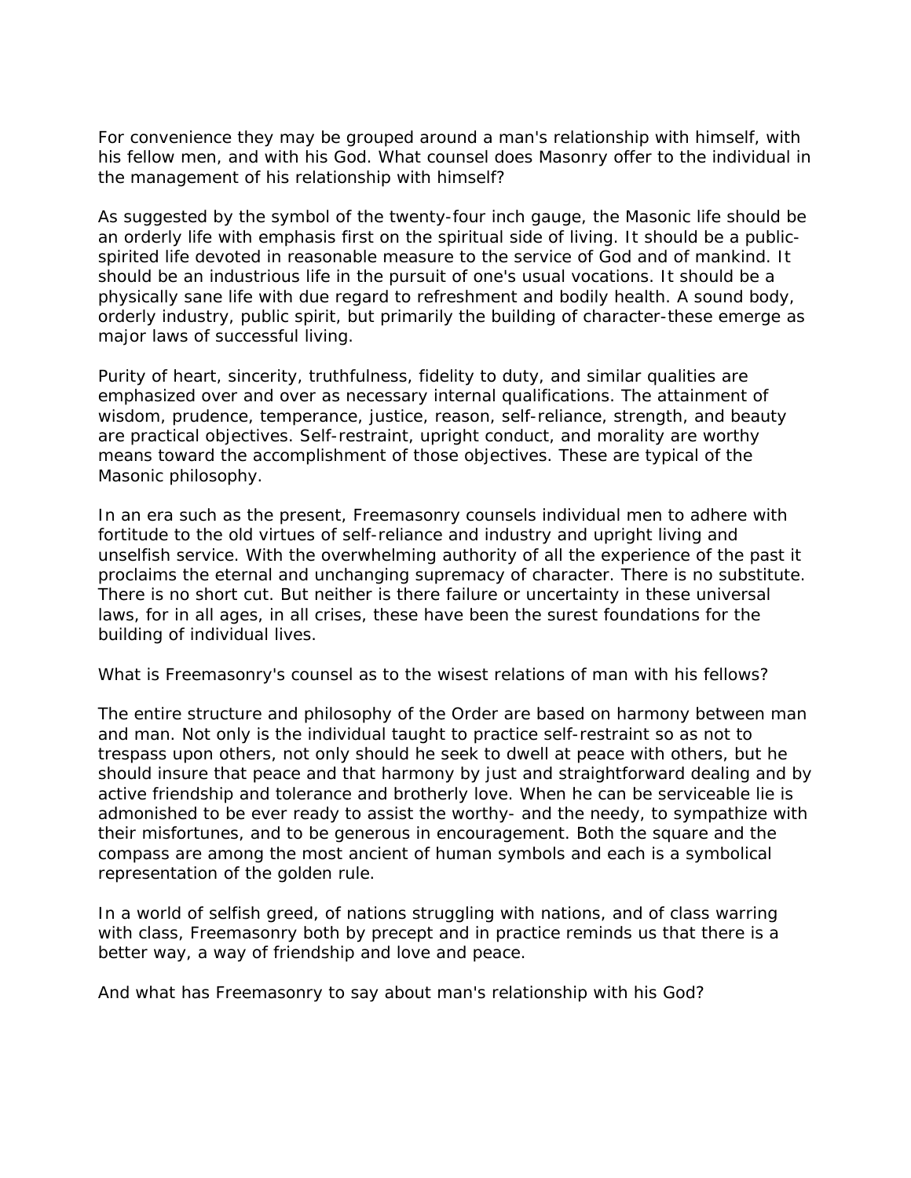For convenience they may be grouped around a man's relationship with himself, with his fellow men, and with his God. What counsel does Masonry offer to the individual in the management of his relationship with himself?

As suggested by the symbol of the twenty-four inch gauge, the Masonic life should be an orderly life with emphasis first on the spiritual side of living. It should be a public-spirited life devoted in reasonable measure to the service of God and of mankind. It should be an industrious life in the pursuit of one's usual vocations. It should be a physically sane life with due regard to refreshment and bodily health. A sound body, orderly industry, public spirit, but primarily the building of character-these emerge as major laws of successful living.

Purity of heart, sincerity, truthfulness, fidelity to duty, and similar qualities are emphasized over and over as necessary internal qualifications. The attainment of wisdom, prudence, temperance, justice, reason, self-reliance, strength, and beauty are practical objectives. Self-restraint, upright conduct, and morality are worthy means toward the accomplishment of those objectives. These are typical of the Masonic philosophy.

In an era such as the present, Freemasonry counsels individual men to adhere with fortitude to the old virtues of self-reliance and industry and upright living and unselfish service. With the overwhelming authority of all the experience of the past it proclaims the eternal and unchanging supremacy of character. There is no substitute. There is no short cut. But neither is there failure or uncertainty in these universal laws, for in all ages, in all crises, these have been the surest foundations for the building of individual lives.

What is Freemasonry's counsel as to the wisest relations of man with his fellows?

The entire structure and philosophy of the Order are based on harmony between man and man. Not only is the individual taught to practice self-restraint so as not to trespass upon others, not only should he seek to dwell at peace with others, but he should insure that peace and that harmony by just and straightforward dealing and by active friendship and tolerance and brotherly love. When he can be serviceable lie is admonished to be ever ready to assist the worthy- and the needy, to sympathize with their misfortunes, and to be generous in encouragement. Both the square and the compass are among the most ancient of human symbols and each is a symbolical representation of the golden rule.

In a world of selfish greed, of nations struggling with nations, and of class warring with class, Freemasonry both by precept and in practice reminds us that there is a better way, a way of friendship and love and peace.

And what has Freemasonry to say about man's relationship with his God?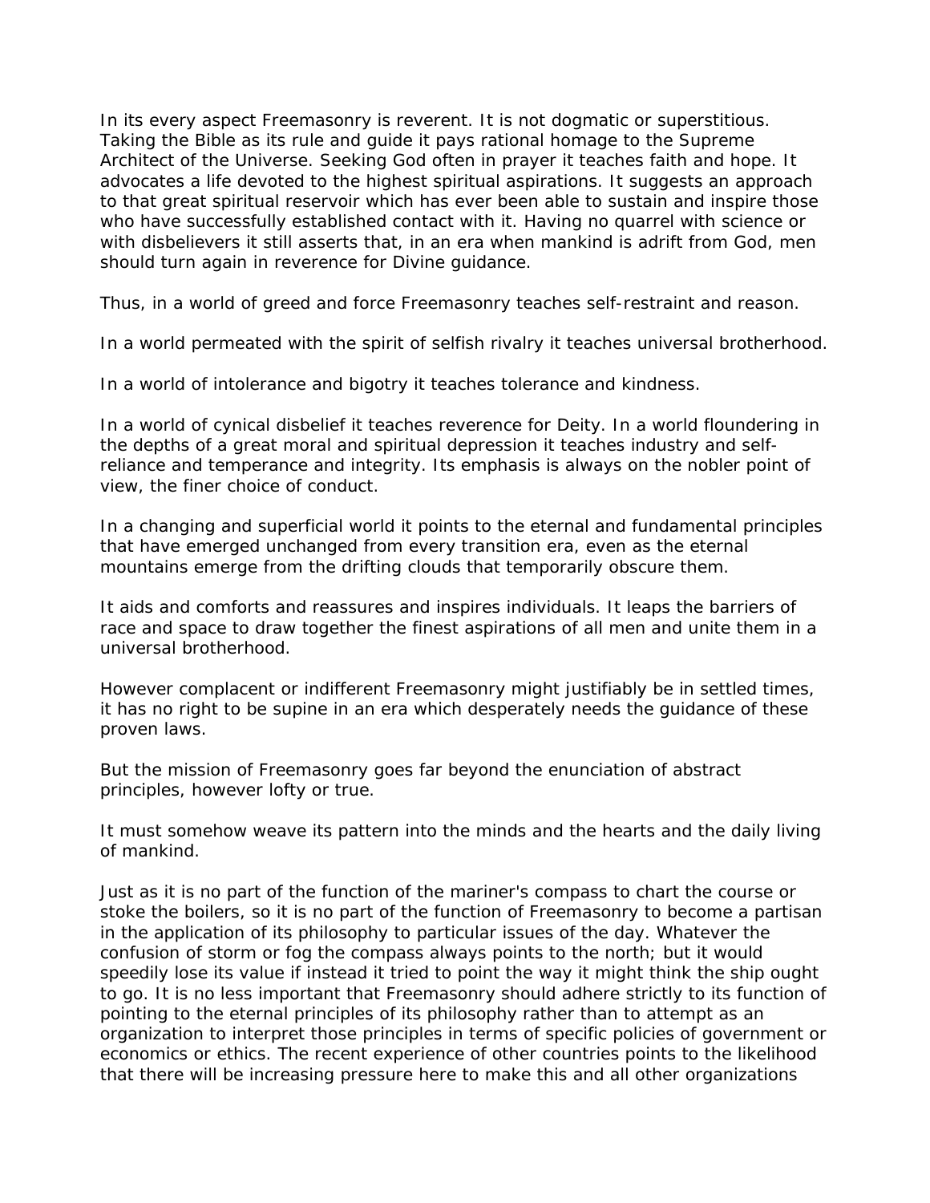In its every aspect Freemasonry is reverent. It is not dogmatic or superstitious. Taking the Bible as its rule and guide it pays rational homage to the Supreme Architect of the Universe. Seeking God often in prayer it teaches faith and hope. It advocates a life devoted to the highest spiritual aspirations. It suggests an approach to that great spiritual reservoir which has ever been able to sustain and inspire those who have successfully established contact with it. Having no quarrel with science or with disbelievers it still asserts that, in an era when mankind is adrift from God, men should turn again in reverence for Divine guidance.

Thus, in a world of greed and force Freemasonry teaches self-restraint and reason.

In a world permeated with the spirit of selfish rivalry it teaches universal brotherhood.

In a world of intolerance and bigotry it teaches tolerance and kindness.

In a world of cynical disbelief it teaches reverence for Deity. In a world floundering in the depths of a great moral and spiritual depression it teaches industry and self-reliance and temperance and integrity. Its emphasis is always on the nobler point of view, the finer choice of conduct.

In a changing and superficial world it points to the eternal and fundamental principles that have emerged unchanged from every transition era, even as the eternal mountains emerge from the drifting clouds that temporarily obscure them.

It aids and comforts and reassures and inspires individuals. It leaps the barriers of race and space to draw together the finest aspirations of all men and unite them in a universal brotherhood.

However complacent or indifferent Freemasonry might justifiably be in settled times, it has no right to be supine in an era which desperately needs the guidance of these proven laws.

But the mission of Freemasonry goes far beyond the enunciation of abstract principles, however lofty or true.

It must somehow weave its pattern into the minds and the hearts and the daily living of mankind.

Just as it is no part of the function of the mariner's compass to chart the course or stoke the boilers, so it is no part of the function of Freemasonry to become a partisan in the application of its philosophy to particular issues of the day. Whatever the confusion of storm or fog the compass always points to the north; but it would speedily lose its value if instead it tried to point the way it might think the ship ought to go. It is no less important that Freemasonry should adhere strictly to its function of pointing to the eternal principles of its philosophy rather than to attempt as an organization to interpret those principles in terms of specific policies of government or economics or ethics. The recent experience of other countries points to the likelihood that there will be increasing pressure here to make this and all other organizations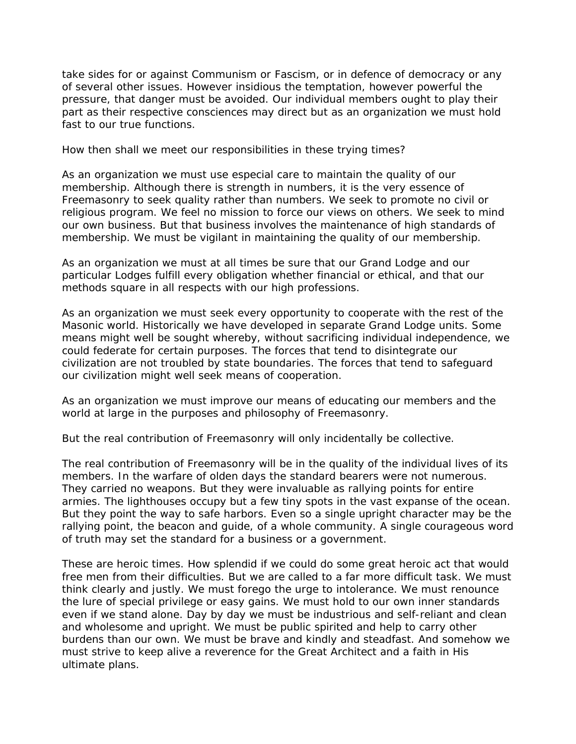take sides for or against Communism or Fascism, or in defence of democracy or any of several other issues. However insidious the temptation, however powerful the pressure, that danger must be avoided. Our individual members ought to play their part as their respective consciences may direct but as an organization we must hold fast to our true functions.

How then shall we meet our responsibilities in these trying times?

As an organization we must use especial care to maintain the quality of our membership. Although there is strength in numbers, it is the very essence of Freemasonry to seek quality rather than numbers. We seek to promote no civil or religious program. We feel no mission to force our views on others. We seek to mind our own business. But that business involves the maintenance of high standards of membership. We must be vigilant in maintaining the quality of our membership.

As an organization we must at all times be sure that our Grand Lodge and our particular Lodges fulfill every obligation whether financial or ethical, and that our methods square in all respects with our high professions.

As an organization we must seek every opportunity to cooperate with the rest of the Masonic world. Historically we have developed in separate Grand Lodge units. Some means might well be sought whereby, without sacrificing individual independence, we could federate for certain purposes. The forces that tend to disintegrate our civilization are not troubled by state boundaries. The forces that tend to safeguard our civilization might well seek means of cooperation.

As an organization we must improve our means of educating our members and the world at large in the purposes and philosophy of Freemasonry.

But the real contribution of Freemasonry will only incidentally be collective.

The real contribution of Freemasonry will be in the quality of the individual lives of its members. In the warfare of olden days the standard bearers were not numerous. They carried no weapons. But they were invaluable as rallying points for entire armies. The lighthouses occupy but a few tiny spots in the vast expanse of the ocean. But they point the way to safe harbors. Even so a single upright character may be the rallying point, the beacon and guide, of a whole community. A single courageous word of truth may set the standard for a business or a government.

These are heroic times. How splendid if we could do some great heroic act that would free men from their difficulties. But we are called to a far more difficult task. We must think clearly and justly. We must forego the urge to intolerance. We must renounce the lure of special privilege or easy gains. We must hold to our own inner standards even if we stand alone. Day by day we must be industrious and self-reliant and clean and wholesome and upright. We must be public spirited and help to carry other burdens than our own. We must be brave and kindly and steadfast. And somehow we must strive to keep alive a reverence for the Great Architect and a faith in His ultimate plans.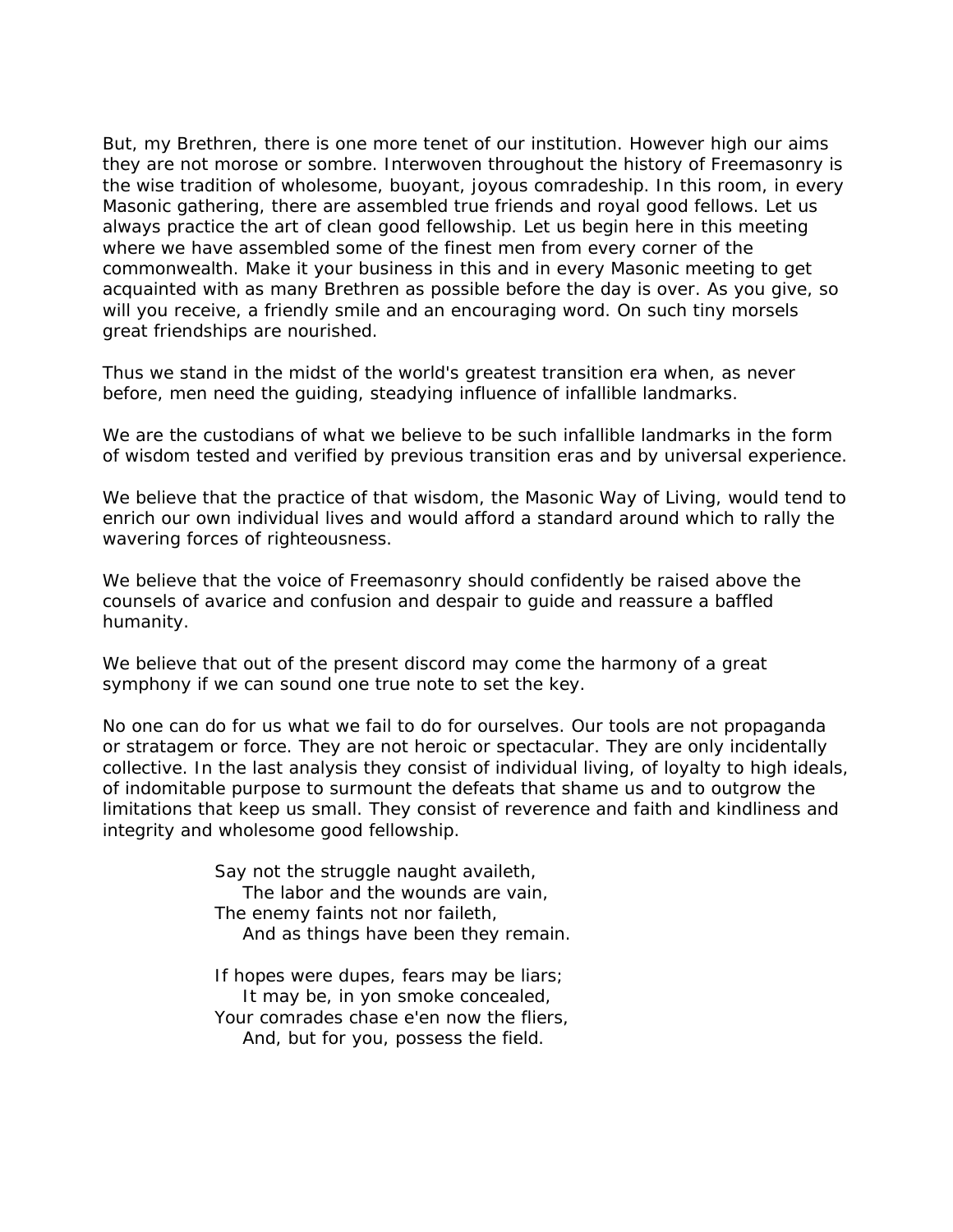But, my Brethren, there is one more tenet of our institution. However high our aims they are not morose or sombre. Interwoven throughout the history of Freemasonry is the wise tradition of wholesome, buoyant, joyous comradeship. In this room, in every Masonic gathering, there are assembled true friends and royal good fellows. Let us always practice the art of clean good fellowship. Let us begin here in this meeting where we have assembled some of the finest men from every corner of the commonwealth. Make it your business in this and in every Masonic meeting to get acquainted with as many Brethren as possible before the day is over. As you give, so will you receive, a friendly smile and an encouraging word. On such tiny morsels great friendships are nourished.

Thus we stand in the midst of the world's greatest transition era when, as never before, men need the guiding, steadying influence of infallible landmarks.

We are the custodians of what we believe to be such infallible landmarks in the form of wisdom tested and verified by previous transition eras and by universal experience.

We believe that the practice of that wisdom, the Masonic Way of Living, would tend to enrich our own individual lives and would afford a standard around which to rally the wavering forces of righteousness.

We believe that the voice of Freemasonry should confidently be raised above the counsels of avarice and confusion and despair to guide and reassure a baffled humanity.

We believe that out of the present discord may come the harmony of a great symphony if we can sound one true note to set the key.

No one can do for us what we fail to do for ourselves. Our tools are not propaganda or stratagem or force. They are not heroic or spectacular. They are only incidentally collective. In the last analysis they consist of individual living, of loyalty to high ideals, of indomitable purpose to surmount the defeats that shame us and to outgrow the limitations that keep us small. They consist of reverence and faith and kindliness and integrity and wholesome good fellowship.

> Say not the struggle naught availeth,
> The labor and the wounds are vain,
> The enemy faints not nor faileth,
> And as things have been they remain.
>
> If hopes were dupes, fears may be liars;
> It may be, in yon smoke concealed,
> Your comrades chase e'en now the fliers,
> And, but for you, possess the field.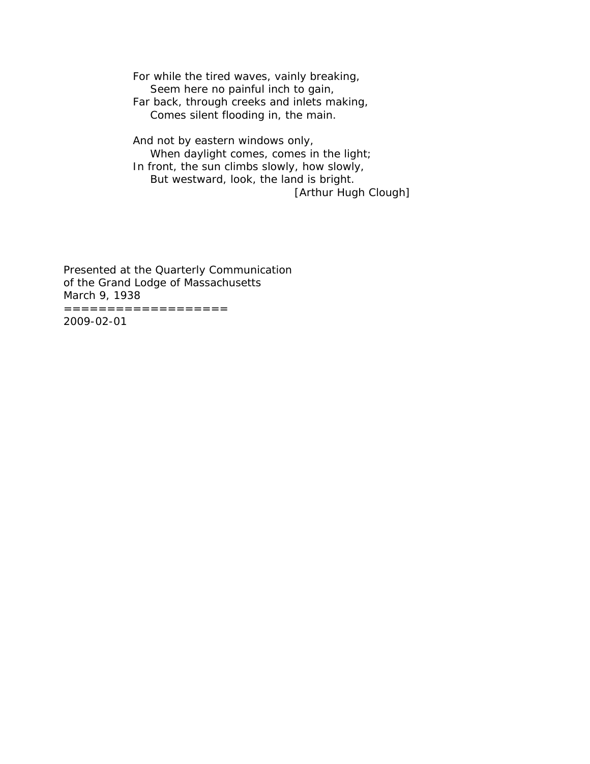For while the tired waves, vainly breaking,
Seem here no painful inch to gain,
Far back, through creeks and inlets making,
Comes silent flooding in, the main.

And not by eastern windows only,
When daylight comes, comes in the light;
In front, the sun climbs slowly, how slowly,
But westward, look, the land is bright.
[Arthur Hugh Clough]

Presented at the Quarterly Communication
of the Grand Lodge of Massachusetts
March 9, 1938

==================

2009-02-01